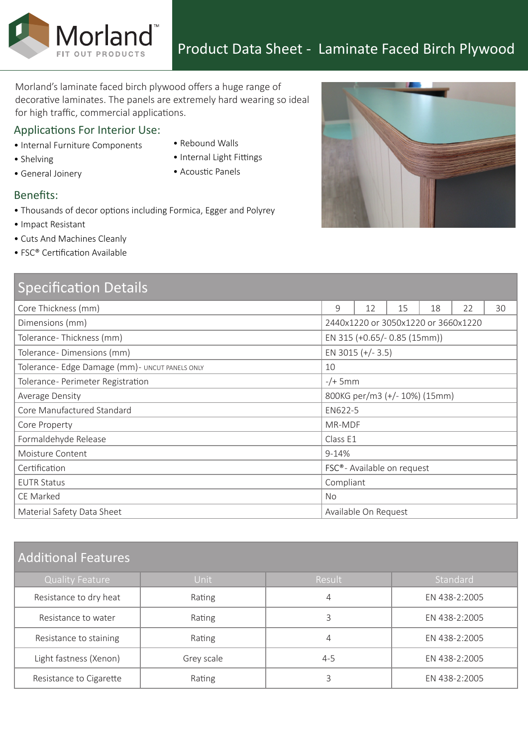# Product Data Sheet - Laminate Faced Birch Plywood

Morland's laminate faced birch plywood offers a huge range of decorative laminates. The panels are extremely hard wearing so ideal for high traffic, commercial applications.

## Applications For Interior Use:

- Internal Furniture Components
- Shelving
- General Joinery
- Rebound Walls
- Internal Light Fittings
- Acoustic Panels

## Benefits:

- Thousands of decor options including Formica, Egger and Polyrey
- Impact Resistant
- Cuts And Machines Cleanly
- FSC® Certification Available

## Specification Details

| | | | | | | |
|---|---|---|---|---|---|---|
| Core Thickness (mm) | 9 | 12 | 15 | 18 | 22 | 30 |
| Dimensions (mm) | 2440x1220 or 3050x1220 or 3660x1220 | | | | | |
| Tolerance- Thickness (mm) | EN 315 (+0.65/- 0.85 (15mm)) | | | | | |
| Tolerance- Dimensions (mm) | EN 3015 (+/- 3.5) | | | | | |
| Tolerance- Edge Damage (mm)- UNCUT PANELS ONLY | 10 | | | | | |
| Tolerance- Perimeter Registration | -/+ 5mm | | | | | |
| Average Density | 800KG per/m3 (+/- 10%) (15mm) | | | | | |
| Core Manufactured Standard | EN622-5 | | | | | |
| Core Property | MR-MDF | | | | | |
| Formaldehyde Release | Class E1 | | | | | |
| Moisture Content | 9-14% | | | | | |
| Certification | FSC®- Available on request | | | | | |
| EUTR Status | Compliant | | | | | |
| CE Marked | No | | | | | |
| Material Safety Data Sheet | Available On Request | | | | | |

## Additional Features

| Quality Feature | Unit | Result | Standard |
|---|---|---|---|
| Resistance to dry heat | Rating | 4 | EN 438-2:2005 |
| Resistance to water | Rating | 3 | EN 438-2:2005 |
| Resistance to staining | Rating | 4 | EN 438-2:2005 |
| Light fastness (Xenon) | Grey scale | 4-5 | EN 438-2:2005 |
| Resistance to Cigarette | Rating | 3 | EN 438-2:2005 |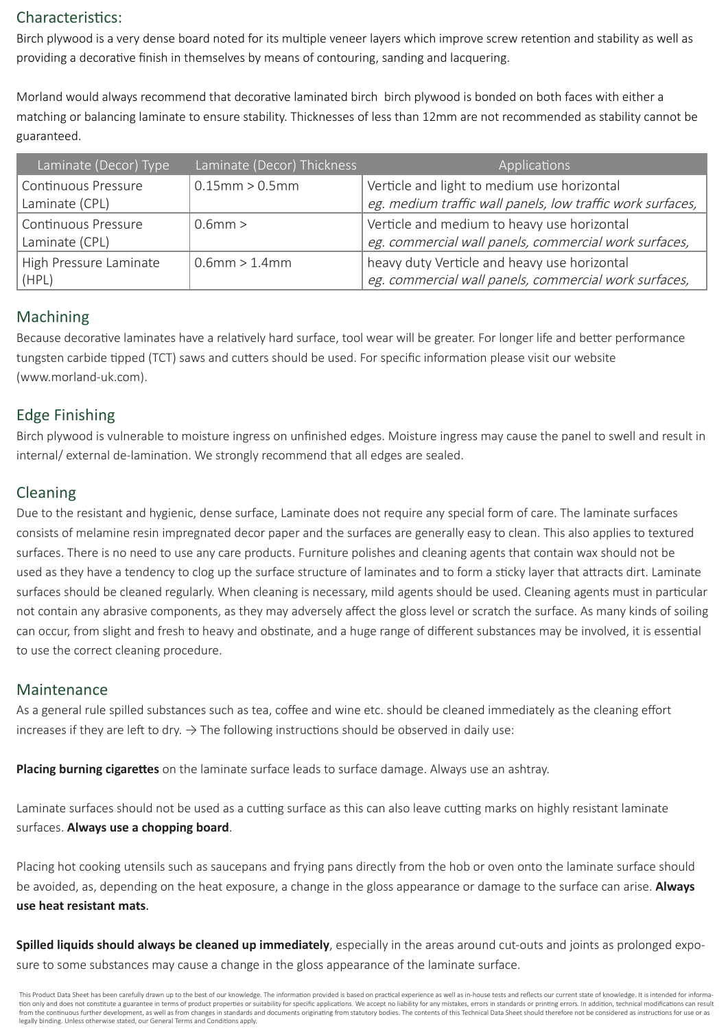## Characteristics:

Birch plywood is a very dense board noted for its multiple veneer layers which improve screw retention and stability as well as providing a decorative finish in themselves by means of contouring, sanding and lacquering.

Morland would always recommend that decorative laminated birch  birch plywood is bonded on both faces with either a matching or balancing laminate to ensure stability. Thicknesses of less than 12mm are not recommended as stability cannot be guaranteed.

| Laminate (Decor) Type | Laminate (Decor) Thickness | Applications |
|---|---|---|
| Continuous Pressure Laminate (CPL) | 0.15mm > 0.5mm | Verticle and light to medium use horizontal<br>*eg. medium traffic wall panels, low traffic work surfaces,* |
| Continuous Pressure Laminate (CPL) | 0.6mm > | Verticle and medium to heavy use horizontal<br>*eg. commercial wall panels, commercial work surfaces,* |
| High Pressure Laminate (HPL) | 0.6mm > 1.4mm | heavy duty Verticle and heavy use horizontal<br>*eg. commercial wall panels, commercial work surfaces,* |

## Machining

Because decorative laminates have a relatively hard surface, tool wear will be greater. For longer life and better performance tungsten carbide tipped (TCT) saws and cutters should be used. For specific information please visit our website (www.morland-uk.com).

## Edge Finishing

Birch plywood is vulnerable to moisture ingress on unfinished edges. Moisture ingress may cause the panel to swell and result in internal/ external de-lamination. We strongly recommend that all edges are sealed.

## Cleaning

Due to the resistant and hygienic, dense surface, Laminate does not require any special form of care. The laminate surfaces consists of melamine resin impregnated decor paper and the surfaces are generally easy to clean. This also applies to textured surfaces. There is no need to use any care products. Furniture polishes and cleaning agents that contain wax should not be used as they have a tendency to clog up the surface structure of laminates and to form a sticky layer that attracts dirt. Laminate surfaces should be cleaned regularly. When cleaning is necessary, mild agents should be used. Cleaning agents must in particular not contain any abrasive components, as they may adversely affect the gloss level or scratch the surface. As many kinds of soiling can occur, from slight and fresh to heavy and obstinate, and a huge range of different substances may be involved, it is essential to use the correct cleaning procedure.

## Maintenance

As a general rule spilled substances such as tea, coffee and wine etc. should be cleaned immediately as the cleaning effort increases if they are left to dry. → The following instructions should be observed in daily use:

**Placing burning cigarettes** on the laminate surface leads to surface damage. Always use an ashtray.

Laminate surfaces should not be used as a cutting surface as this can also leave cutting marks on highly resistant laminate surfaces. **Always use a chopping board**.

Placing hot cooking utensils such as saucepans and frying pans directly from the hob or oven onto the laminate surface should be avoided, as, depending on the heat exposure, a change in the gloss appearance or damage to the surface can arise. **Always use heat resistant mats**.

**Spilled liquids should always be cleaned up immediately**, especially in the areas around cut-outs and joints as prolonged exposure to some substances may cause a change in the gloss appearance of the laminate surface.

This Product Data Sheet has been carefully drawn up to the best of our knowledge. The information provided is based on practical experience as well as in-house tests and reflects our current state of knowledge. It is intended for information only and does not constitute a guarantee in terms of product properties or suitability for specific applications. We accept no liability for any mistakes, errors in standards or printing errors. In addition, technical modifications can result from the continuous further development, as well as from changes in standards and documents originating from statutory bodies. The contents of this Technical Data Sheet should therefore not be considered as instructions for use or as legally binding. Unless otherwise stated, our General Terms and Conditions apply.